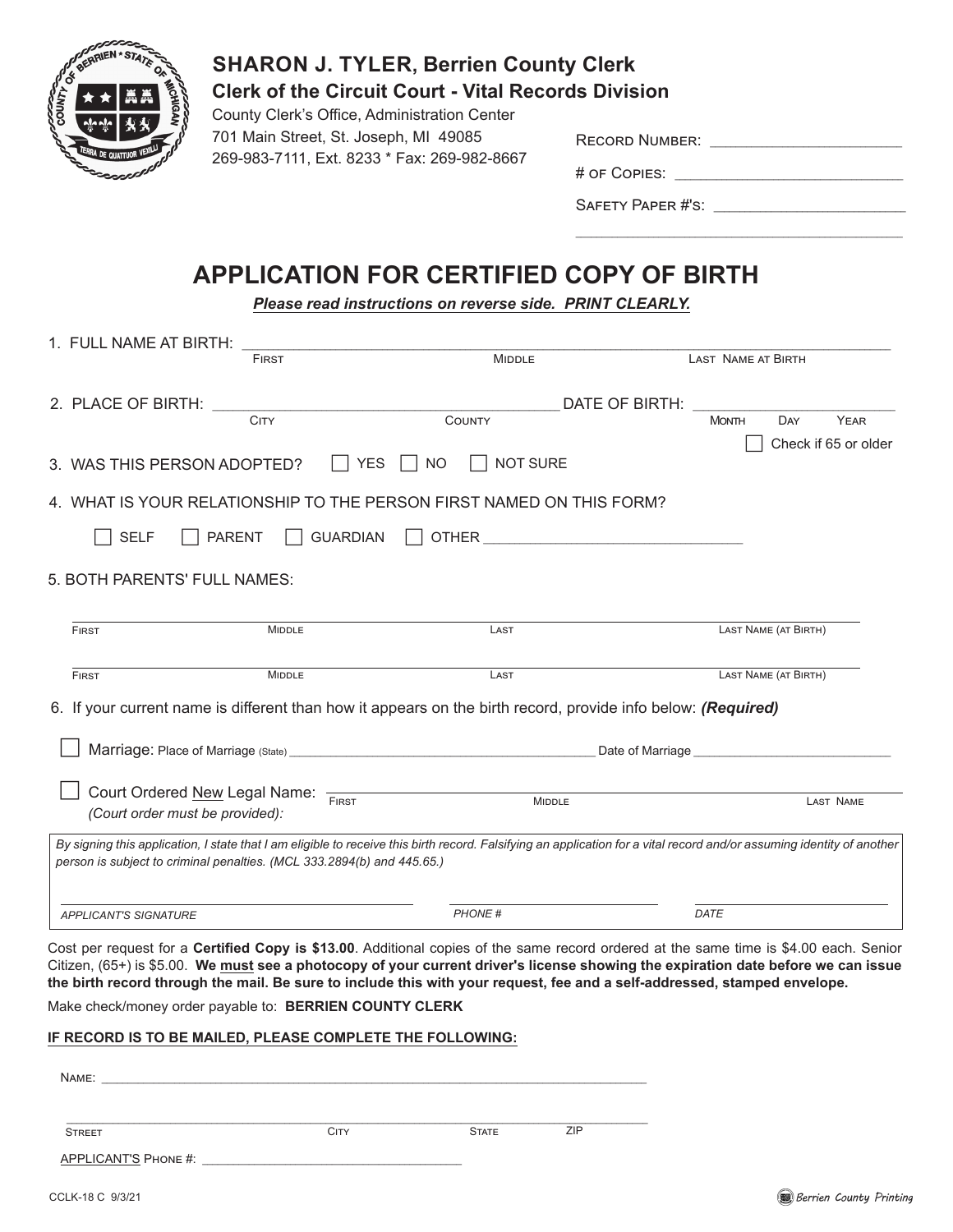## SHARON J. TYLER, Berrien County Clerk

### Clerk of the Circuit Court - Vital Records Division

County Clerk's Office, Administration Center
701 Main Street, St. Joseph, MI 49085
269-983-7111, Ext. 8233 * Fax: 269-982-8667

RECORD NUMBER: ______________________

# OF COPIES: ______________________

SAFETY PAPER #'S: ______________________

______________________________________

# APPLICATION FOR CERTIFIED COPY OF BIRTH

***Please read instructions on reverse side. PRINT CLEARLY.***

1. FULL NAME AT BIRTH: ______________________________________________
   FIRST | MIDDLE | LAST NAME AT BIRTH

2. PLACE OF BIRTH: ______________________________ DATE OF BIRTH: ______________________
   CITY | COUNTY | MONTH | DAY | YEAR

   ☐ Check if 65 or older

3. WAS THIS PERSON ADOPTED? ☐ YES ☐ NO ☐ NOT SURE

4. WHAT IS YOUR RELATIONSHIP TO THE PERSON FIRST NAMED ON THIS FORM?

   ☐ SELF ☐ PARENT ☐ GUARDIAN ☐ OTHER ______________________________

5. BOTH PARENTS' FULL NAMES:

______________________________________________________________________
FIRST | MIDDLE | LAST | LAST NAME (AT BIRTH)

______________________________________________________________________
FIRST | MIDDLE | LAST | LAST NAME (AT BIRTH)

6. If your current name is different than how it appears on the birth record, provide info below: ***(Required)***

☐ Marriage: Place of Marriage (State) ______________________________ Date of Marriage ______________________

☐ Court Ordered New Legal Name: ______________________________________________
*(Court order must be provided):*
FIRST | MIDDLE | LAST NAME

*By signing this application, I state that I am eligible to receive this birth record. Falsifying an application for a vital record and/or assuming identity of another person is subject to criminal penalties. (MCL 333.2894(b) and 445.65.)*

______________________________ ______________________ ______________________
*APPLICANT'S SIGNATURE* | *PHONE #* | *DATE*

Cost per request for a **Certified Copy is $13.00**. Additional copies of the same record ordered at the same time is $4.00 each. Senior Citizen, (65+) is $5.00. **We must see a photocopy of your current driver's license showing the expiration date before we can issue the birth record through the mail. Be sure to include this with your request, fee and a self-addressed, stamped envelope.**

Make check/money order payable to: **BERRIEN COUNTY CLERK**

**IF RECORD IS TO BE MAILED, PLEASE COMPLETE THE FOLLOWING:**

NAME: ______________________________________________________________

______________________________________________________________
STREET | CITY | STATE | ZIP

APPLICANT'S PHONE #: ______________________________

CCLK-18 C 9/3/21

Berrien County Printing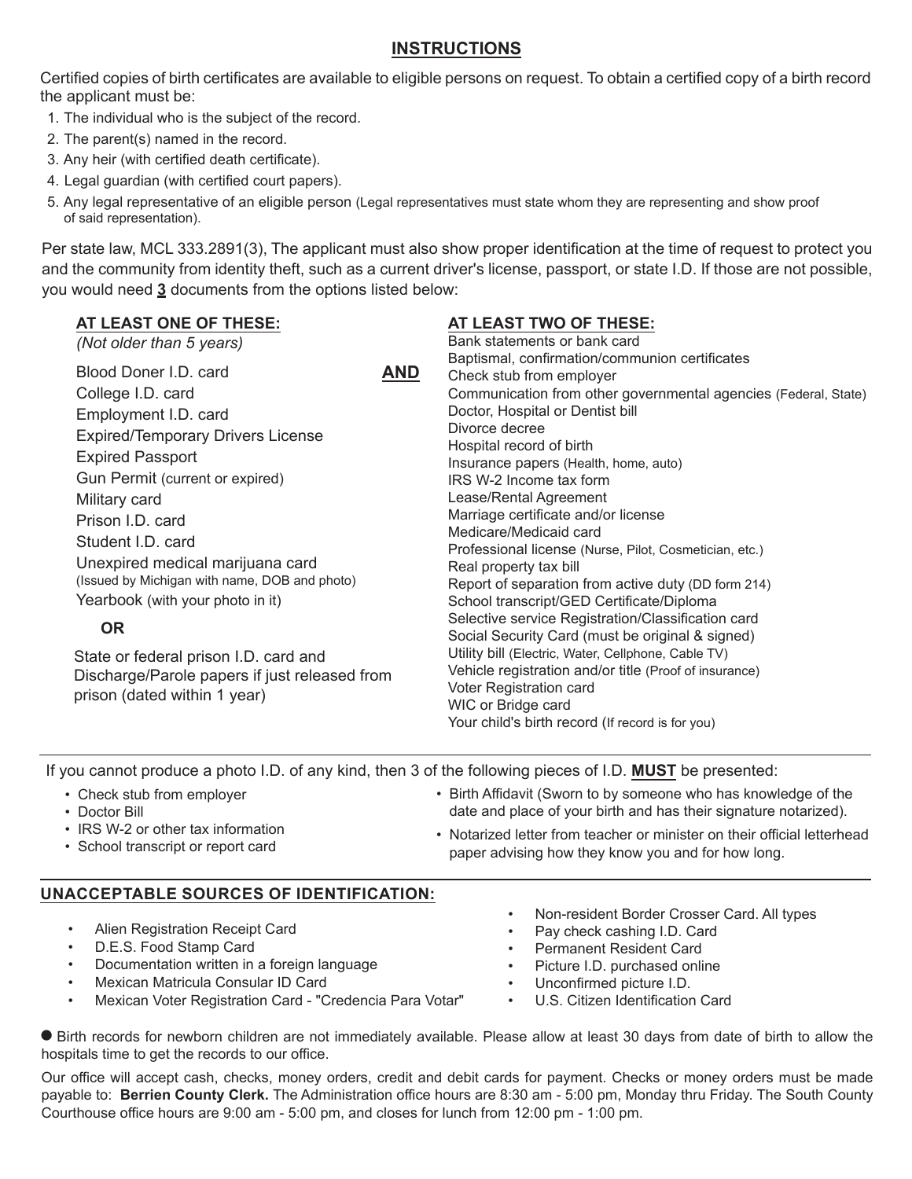## INSTRUCTIONS

Certified copies of birth certificates are available to eligible persons on request. To obtain a certified copy of a birth record the applicant must be:

1. The individual who is the subject of the record.
2. The parent(s) named in the record.
3. Any heir (with certified death certificate).
4. Legal guardian (with certified court papers).
5. Any legal representative of an eligible person (Legal representatives must state whom they are representing and show proof of said representation).

Per state law, MCL 333.2891(3), The applicant must also show proper identification at the time of request to protect you and the community from identity theft, such as a current driver's license, passport, or state I.D. If those are not possible, you would need **3** documents from the options listed below:

**AT LEAST ONE OF THESE:**
*(Not older than 5 years)*

- Blood Doner I.D. card
- College I.D. card
- Employment I.D. card
- Expired/Temporary Drivers License
- Expired Passport
- Gun Permit (current or expired)
- Military card
- Prison I.D. card
- Student I.D. card
- Unexpired medical marijuana card (Issued by Michigan with name, DOB and photo)
- Yearbook (with your photo in it)

**OR**

State or federal prison I.D. card and Discharge/Parole papers if just released from prison (dated within 1 year)

**AND**

**AT LEAST TWO OF THESE:**

- Bank statements or bank card
- Baptismal, confirmation/communion certificates
- Check stub from employer
- Communication from other governmental agencies (Federal, State)
- Doctor, Hospital or Dentist bill
- Divorce decree
- Hospital record of birth
- Insurance papers (Health, home, auto)
- IRS W-2 Income tax form
- Lease/Rental Agreement
- Marriage certificate and/or license
- Medicare/Medicaid card
- Professional license (Nurse, Pilot, Cosmetician, etc.)
- Real property tax bill
- Report of separation from active duty (DD form 214)
- School transcript/GED Certificate/Diploma
- Selective service Registration/Classification card
- Social Security Card (must be original & signed)
- Utility bill (Electric, Water, Cellphone, Cable TV)
- Vehicle registration and/or title (Proof of insurance)
- Voter Registration card
- WIC or Bridge card
- Your child's birth record (If record is for you)

---

If you cannot produce a photo I.D. of any kind, then 3 of the following pieces of I.D. **MUST** be presented:

- Check stub from employer
- Doctor Bill
- IRS W-2 or other tax information
- School transcript or report card
- Birth Affidavit (Sworn to by someone who has knowledge of the date and place of your birth and has their signature notarized).
- Notarized letter from teacher or minister on their official letterhead paper advising how they know you and for how long.

---

**UNACCEPTABLE SOURCES OF IDENTIFICATION:**

- Alien Registration Receipt Card
- D.E.S. Food Stamp Card
- Documentation written in a foreign language
- Mexican Matricula Consular ID Card
- Mexican Voter Registration Card - "Credencia Para Votar"
- Non-resident Border Crosser Card. All types
- Pay check cashing I.D. Card
- Permanent Resident Card
- Picture I.D. purchased online
- Unconfirmed picture I.D.
- U.S. Citizen Identification Card

● Birth records for newborn children are not immediately available. Please allow at least 30 days from date of birth to allow the hospitals time to get the records to our office.

Our office will accept cash, checks, money orders, credit and debit cards for payment. Checks or money orders must be made payable to: **Berrien County Clerk.** The Administration office hours are 8:30 am - 5:00 pm, Monday thru Friday. The South County Courthouse office hours are 9:00 am - 5:00 pm, and closes for lunch from 12:00 pm - 1:00 pm.